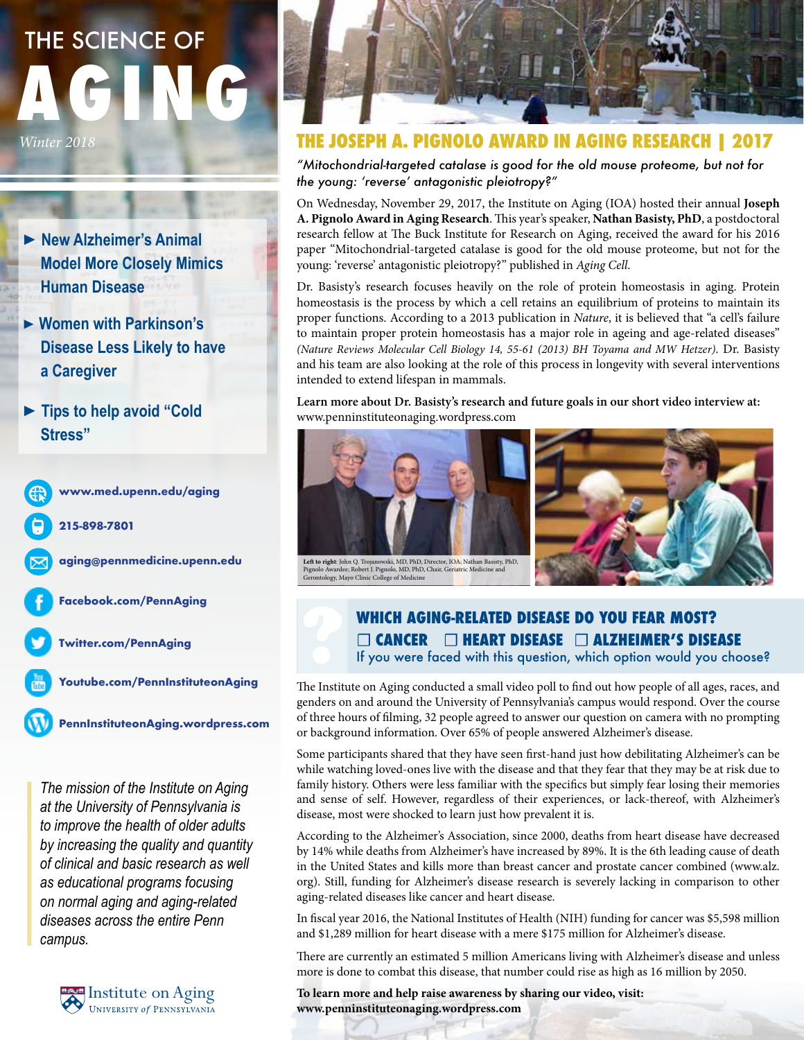# THE SCIENCE OF AGING

*Winter 2018*

- New Alzheimer's Animal Model More Closely Mimics Human Disease
- Women with Parkinson's Disease Less Likely to have a Caregiver
- Tips to help avoid "Cold Stress"

www.med.upenn.edu/aging

215-898-7801

aging@pennmedicine.upenn.edu

Facebook.com/PennAging

Twitter.com/PennAging

Youtube.com/PennInstituteonAging

PennInstituteonAging.wordpress.com

*The mission of the Institute on Aging at the University of Pennsylvania is to improve the health of older adults by increasing the quality and quantity of clinical and basic research as well as educational programs focusing on normal aging and aging-related diseases across the entire Penn campus.*

Institute on Aging
University of Pennsylvania

## THE JOSEPH A. PIGNOLO AWARD IN AGING RESEARCH | 2017

*"Mitochondrial-targeted catalase is good for the old mouse proteome, but not for the young: 'reverse' antagonistic pleiotropy?"*

On Wednesday, November 29, 2017, the Institute on Aging (IOA) hosted their annual **Joseph A. Pignolo Award in Aging Research**. This year's speaker, **Nathan Basisty, PhD**, a postdoctoral research fellow at The Buck Institute for Research on Aging, received the award for his 2016 paper "Mitochondrial-targeted catalase is good for the old mouse proteome, but not for the young: 'reverse' antagonistic pleiotropy?" published in *Aging Cell.*

Dr. Basisty's research focuses heavily on the role of protein homeostasis in aging. Protein homeostasis is the process by which a cell retains an equilibrium of proteins to maintain its proper functions. According to a 2013 publication in *Nature*, it is believed that "a cell's failure to maintain proper protein homeostasis has a major role in ageing and age-related diseases" *(Nature Reviews Molecular Cell Biology 14, 55-61 (2013) BH Toyama and MW Hetzer)*. Dr. Basisty and his team are also looking at the role of this process in longevity with several interventions intended to extend lifespan in mammals.

**Learn more about Dr. Basisty's research and future goals in our short video interview at:** www.penninstituteonaging.wordpress.com

**Left to right**: John Q. Trojanowski, MD, PhD, Director, IOA; Nathan Basisty, PhD, Pignolo Awardee; Robert J. Pignolo, MD, PhD, Chair, Geriatric Medicine and Gerontology, Mayo Clinic College of Medicine

## WHICH AGING-RELATED DISEASE DO YOU FEAR MOST?

☐ CANCER ☐ HEART DISEASE ☐ ALZHEIMER'S DISEASE

If you were faced with this question, which option would you choose?

The Institute on Aging conducted a small video poll to find out how people of all ages, races, and genders on and around the University of Pennsylvania's campus would respond. Over the course of three hours of filming, 32 people agreed to answer our question on camera with no prompting or background information. Over 65% of people answered Alzheimer's disease.

Some participants shared that they have seen first-hand just how debilitating Alzheimer's can be while watching loved-ones live with the disease and that they fear that they may be at risk due to family history. Others were less familiar with the specifics but simply fear losing their memories and sense of self. However, regardless of their experiences, or lack-thereof, with Alzheimer's disease, most were shocked to learn just how prevalent it is.

According to the Alzheimer's Association, since 2000, deaths from heart disease have decreased by 14% while deaths from Alzheimer's have increased by 89%. It is the 6th leading cause of death in the United States and kills more than breast cancer and prostate cancer combined (www.alz.org). Still, funding for Alzheimer's disease research is severely lacking in comparison to other aging-related diseases like cancer and heart disease.

In fiscal year 2016, the National Institutes of Health (NIH) funding for cancer was $5,598 million and $1,289 million for heart disease with a mere $175 million for Alzheimer's disease.

There are currently an estimated 5 million Americans living with Alzheimer's disease and unless more is done to combat this disease, that number could rise as high as 16 million by 2050.

**To learn more and help raise awareness by sharing our video, visit: www.penninstituteonaging.wordpress.com**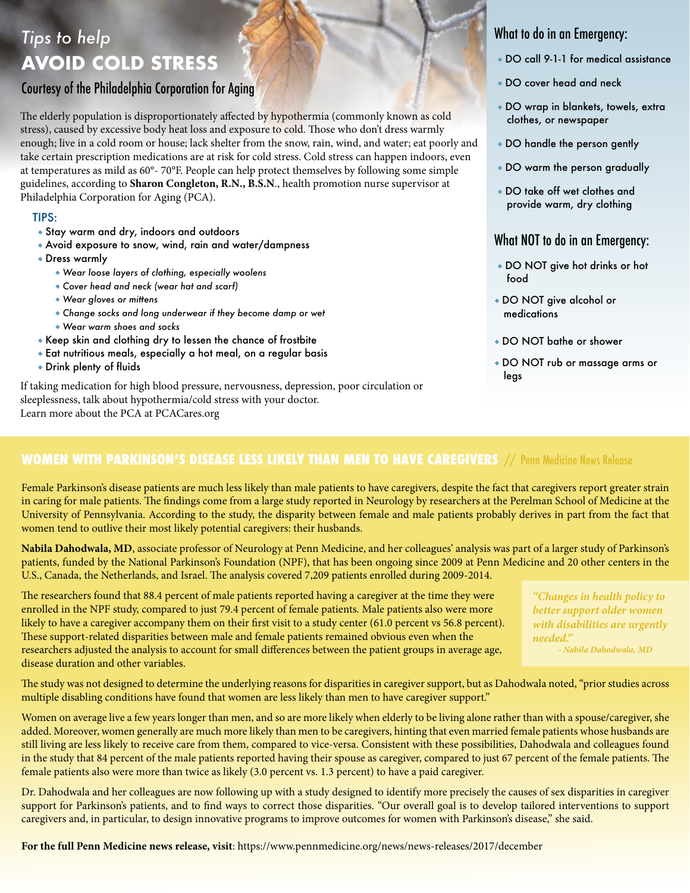# *Tips to help* **AVOID COLD STRESS**

## Courtesy of the Philadelphia Corporation for Aging

The elderly population is disproportionately affected by hypothermia (commonly known as cold stress), caused by excessive body heat loss and exposure to cold. Those who don't dress warmly enough; live in a cold room or house; lack shelter from the snow, rain, wind, and water; eat poorly and take certain prescription medications are at risk for cold stress. Cold stress can happen indoors, even at temperatures as mild as 60°- 70°F. People can help protect themselves by following some simple guidelines, according to **Sharon Congleton, R.N., B.S.N.**, health promotion nurse supervisor at Philadelphia Corporation for Aging (PCA).

### TIPS:

- Stay warm and dry, indoors and outdoors
- Avoid exposure to snow, wind, rain and water/dampness
- Dress warmly
  - *Wear loose layers of clothing, especially woolens*
  - *Cover head and neck (wear hat and scarf)*
  - *Wear gloves or mittens*
  - *Change socks and long underwear if they become damp or wet*
  - *Wear warm shoes and socks*
- Keep skin and clothing dry to lessen the chance of frostbite
- Eat nutritious meals, especially a hot meal, on a regular basis
- Drink plenty of fluids

If taking medication for high blood pressure, nervousness, depression, poor circulation or sleeplessness, talk about hypothermia/cold stress with your doctor.
Learn more about the PCA at PCACares.org

### What to do in an Emergency:

- DO call 9-1-1 for medical assistance
- DO cover head and neck
- DO wrap in blankets, towels, extra clothes, or newspaper
- DO handle the person gently
- DO warm the person gradually
- DO take off wet clothes and provide warm, dry clothing

### What NOT to do in an Emergency:

- DO NOT give hot drinks or hot food
- DO NOT give alcohol or medications
- DO NOT bathe or shower
- DO NOT rub or massage arms or legs

## WOMEN WITH PARKINSON'S DISEASE LESS LIKELY THAN MEN TO HAVE CAREGIVERS // Penn Medicine News Release

Female Parkinson's disease patients are much less likely than male patients to have caregivers, despite the fact that caregivers report greater strain in caring for male patients. The findings come from a large study reported in Neurology by researchers at the Perelman School of Medicine at the University of Pennsylvania. According to the study, the disparity between female and male patients probably derives in part from the fact that women tend to outlive their most likely potential caregivers: their husbands.

**Nabila Dahodwala, MD**, associate professor of Neurology at Penn Medicine, and her colleagues' analysis was part of a larger study of Parkinson's patients, funded by the National Parkinson's Foundation (NPF), that has been ongoing since 2009 at Penn Medicine and 20 other centers in the U.S., Canada, the Netherlands, and Israel. The analysis covered 7,209 patients enrolled during 2009-2014.

The researchers found that 88.4 percent of male patients reported having a caregiver at the time they were enrolled in the NPF study, compared to just 79.4 percent of female patients. Male patients also were more likely to have a caregiver accompany them on their first visit to a study center (61.0 percent vs 56.8 percent). These support-related disparities between male and female patients remained obvious even when the researchers adjusted the analysis to account for small differences between the patient groups in average age, disease duration and other variables.

> ***"Changes in health policy to better support older women with disabilities are urgently needed."***
> *- Nabila Dahodwala, MD*

The study was not designed to determine the underlying reasons for disparities in caregiver support, but as Dahodwala noted, "prior studies across multiple disabling conditions have found that women are less likely than men to have caregiver support."

Women on average live a few years longer than men, and so are more likely when elderly to be living alone rather than with a spouse/caregiver, she added. Moreover, women generally are much more likely than men to be caregivers, hinting that even married female patients whose husbands are still living are less likely to receive care from them, compared to vice-versa. Consistent with these possibilities, Dahodwala and colleagues found in the study that 84 percent of the male patients reported having their spouse as caregiver, compared to just 67 percent of the female patients. The female patients also were more than twice as likely (3.0 percent vs. 1.3 percent) to have a paid caregiver.

Dr. Dahodwala and her colleagues are now following up with a study designed to identify more precisely the causes of sex disparities in caregiver support for Parkinson's patients, and to find ways to correct those disparities. "Our overall goal is to develop tailored interventions to support caregivers and, in particular, to design innovative programs to improve outcomes for women with Parkinson's disease," she said.

**For the full Penn Medicine news release, visit**: https://www.pennmedicine.org/news/news-releases/2017/december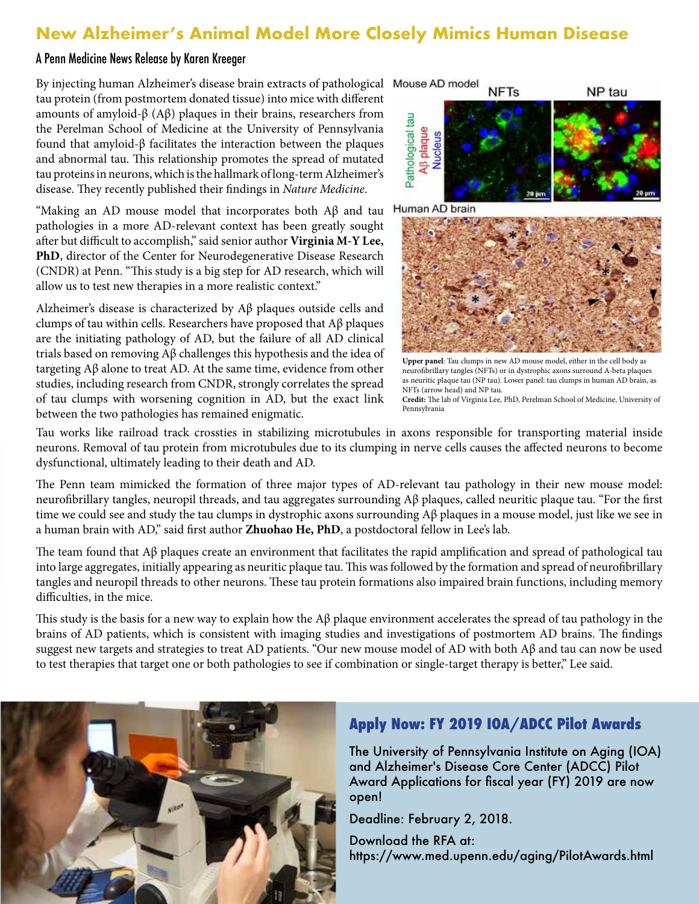# New Alzheimer's Animal Model More Closely Mimics Human Disease

### A Penn Medicine News Release by Karen Kreeger

By injecting human Alzheimer's disease brain extracts of pathological tau protein (from postmortem donated tissue) into mice with different amounts of amyloid-β (Aβ) plaques in their brains, researchers from the Perelman School of Medicine at the University of Pennsylvania found that amyloid-β facilitates the interaction between the plaques and abnormal tau. This relationship promotes the spread of mutated tau proteins in neurons, which is the hallmark of long-term Alzheimer's disease. They recently published their findings in *Nature Medicine*.

"Making an AD mouse model that incorporates both Aβ and tau pathologies in a more AD-relevant context has been greatly sought after but difficult to accomplish," said senior author **Virginia M-Y Lee, PhD**, director of the Center for Neurodegenerative Disease Research (CNDR) at Penn. "This study is a big step for AD research, which will allow us to test new therapies in a more realistic context."

Alzheimer's disease is characterized by Aβ plaques outside cells and clumps of tau within cells. Researchers have proposed that Aβ plaques are the initiating pathology of AD, but the failure of all AD clinical trials based on removing Aβ challenges this hypothesis and the idea of targeting Aβ alone to treat AD. At the same time, evidence from other studies, including research from CNDR, strongly correlates the spread of tau clumps with worsening cognition in AD, but the exact link between the two pathologies has remained enigmatic.

**Upper panel**: Tau clumps in new AD mouse model, either in the cell body as neurofibrillary tangles (NFTs) or in dystrophic axons surround A-beta plaques as neuritic plaque tau (NP tau). Lower panel: tau clumps in human AD brain, as NFTs (arrow head) and NP tau.
**Credit:** The lab of Virginia Lee, PhD, Perelman School of Medicine, University of Pennsylvania

Tau works like railroad track crossties in stabilizing microtubules in axons responsible for transporting material inside neurons. Removal of tau protein from microtubules due to its clumping in nerve cells causes the affected neurons to become dysfunctional, ultimately leading to their death and AD.

The Penn team mimicked the formation of three major types of AD-relevant tau pathology in their new mouse model: neurofibrillary tangles, neuropil threads, and tau aggregates surrounding Aβ plaques, called neuritic plaque tau. "For the first time we could see and study the tau clumps in dystrophic axons surrounding Aβ plaques in a mouse model, just like we see in a human brain with AD," said first author **Zhuohao He, PhD**, a postdoctoral fellow in Lee's lab.

The team found that Aβ plaques create an environment that facilitates the rapid amplification and spread of pathological tau into large aggregates, initially appearing as neuritic plaque tau. This was followed by the formation and spread of neurofibrillary tangles and neuropil threads to other neurons. These tau protein formations also impaired brain functions, including memory difficulties, in the mice.

This study is the basis for a new way to explain how the Aβ plaque environment accelerates the spread of tau pathology in the brains of AD patients, which is consistent with imaging studies and investigations of postmortem AD brains. The findings suggest new targets and strategies to treat AD patients. "Our new mouse model of AD with both Aβ and tau can now be used to test therapies that target one or both pathologies to see if combination or single-target therapy is better," Lee said.

## Apply Now: FY 2019 IOA/ADCC Pilot Awards

The University of Pennsylvania Institute on Aging (IOA) and Alzheimer's Disease Core Center (ADCC) Pilot Award Applications for fiscal year (FY) 2019 are now open!

Deadline: February 2, 2018.

Download the RFA at: https://www.med.upenn.edu/aging/PilotAwards.html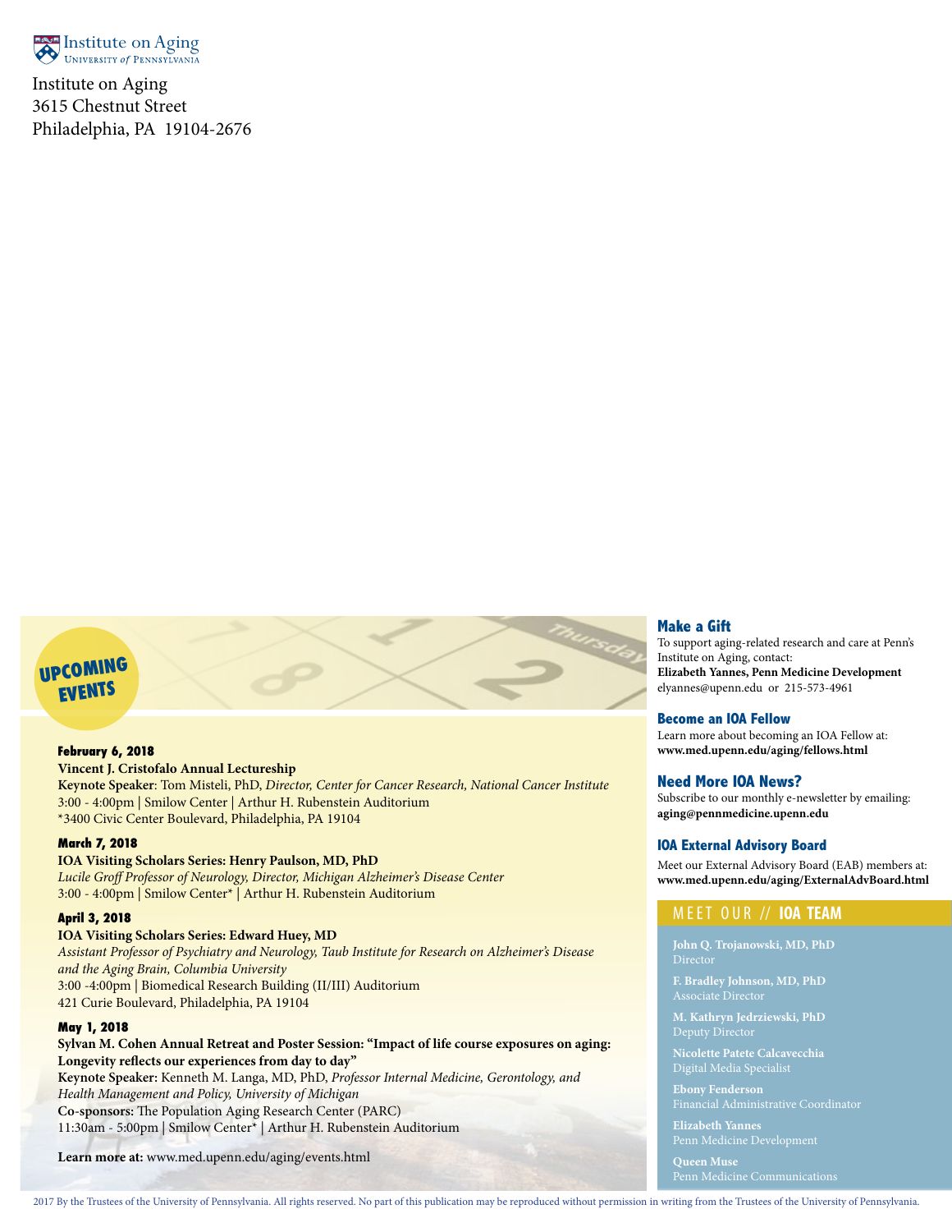Institute on Aging
University of Pennsylvania

Institute on Aging
3615 Chestnut Street
Philadelphia, PA 19104-2676

## UPCOMING EVENTS

**February 6, 2018**
**Vincent J. Cristofalo Annual Lectureship**
**Keynote Speaker**: Tom Misteli, PhD, *Director, Center for Cancer Research, National Cancer Institute*
3:00 - 4:00pm | Smilow Center | Arthur H. Rubenstein Auditorium
*3400 Civic Center Boulevard, Philadelphia, PA 19104

**March 7, 2018**
**IOA Visiting Scholars Series: Henry Paulson, MD, PhD**
*Lucile Groff Professor of Neurology, Director, Michigan Alzheimer's Disease Center*
3:00 - 4:00pm | Smilow Center* | Arthur H. Rubenstein Auditorium

**April 3, 2018**
**IOA Visiting Scholars Series: Edward Huey, MD**
*Assistant Professor of Psychiatry and Neurology, Taub Institute for Research on Alzheimer's Disease and the Aging Brain, Columbia University*
3:00 -4:00pm | Biomedical Research Building (II/III) Auditorium
421 Curie Boulevard, Philadelphia, PA 19104

**May 1, 2018**
**Sylvan M. Cohen Annual Retreat and Poster Session: "Impact of life course exposures on aging: Longevity reflects our experiences from day to day"**
**Keynote Speaker:** Kenneth M. Langa, MD, PhD, *Professor Internal Medicine, Gerontology, and Health Management and Policy, University of Michigan*
**Co-sponsors:** The Population Aging Research Center (PARC)
11:30am - 5:00pm | Smilow Center* | Arthur H. Rubenstein Auditorium

**Learn more at:** www.med.upenn.edu/aging/events.html

### Make a Gift

To support aging-related research and care at Penn's Institute on Aging, contact:
**Elizabeth Yannes, Penn Medicine Development**
elyannes@upenn.edu or 215-573-4961

### Become an IOA Fellow

Learn more about becoming an IOA Fellow at:
**www.med.upenn.edu/aging/fellows.html**

### Need More IOA News?

Subscribe to our monthly e-newsletter by emailing:
**aging@pennmedicine.upenn.edu**

### IOA External Advisory Board

Meet our External Advisory Board (EAB) members at:
**www.med.upenn.edu/aging/ExternalAdvBoard.html**

### MEET OUR // IOA TEAM

**John Q. Trojanowski, MD, PhD**
Director

**F. Bradley Johnson, MD, PhD**
Associate Director

**M. Kathryn Jedrziewski, PhD**
Deputy Director

**Nicolette Patete Calcavecchia**
Digital Media Specialist

**Ebony Fenderson**
Financial Administrative Coordinator

**Elizabeth Yannes**
Penn Medicine Development

**Queen Muse**
Penn Medicine Communications

2017 By the Trustees of the University of Pennsylvania. All rights reserved. No part of this publication may be reproduced without permission in writing from the Trustees of the University of Pennsylvania.